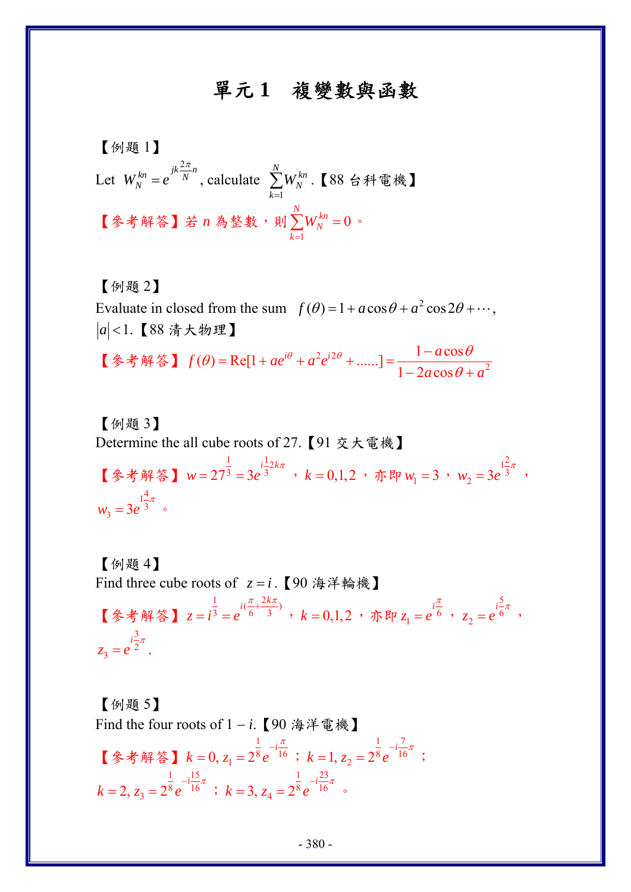# 單元 1　複變數與函數

【例題 1】

Let $W_N^{kn} = e^{jk\frac{2\pi}{N}n}$, calculate $\sum_{k=1}^{N} W_N^{kn}$.【88 台科電機】

【參考解答】若 $n$ 為整數，則 $\sum_{k=1}^{N} W_N^{kn} = 0$。

【例題 2】

Evaluate in closed from the sum $f(\theta) = 1 + a\cos\theta + a^2\cos 2\theta + \cdots$, $|a| < 1$.【88 清大物理】

【參考解答】$f(\theta) = \text{Re}[1 + ae^{i\theta} + a^2 e^{i2\theta} + ......] = \dfrac{1 - a\cos\theta}{1 - 2a\cos\theta + a^2}$

【例題 3】

Determine the all cube roots of 27.【91 交大電機】

【參考解答】$w = 27^{\frac{1}{3}} = 3e^{i\frac{1}{3}2k\pi}$，$k = 0,1,2$，亦即 $w_1 = 3$，$w_2 = 3e^{1\frac{2}{3}\pi}$，$w_3 = 3e^{1\frac{4}{3}\pi}$。

【例題 4】

Find three cube roots of $z = i$.【90 海洋輪機】

【參考解答】$z = i^{\frac{1}{3}} = e^{i(\frac{\pi}{6} + \frac{2k\pi}{3})}$，$k = 0,1,2$，亦即 $z_1 = e^{i\frac{\pi}{6}}$，$z_2 = e^{i\frac{5}{6}\pi}$，$z_3 = e^{i\frac{3}{2}\pi}$.

【例題 5】

Find the four roots of $1 - i$.【90 海洋電機】

【參考解答】$k = 0, z_1 = 2^{\frac{1}{8}} e^{-i\frac{\pi}{16}}$；$k = 1, z_2 = 2^{\frac{1}{8}} e^{-i\frac{7}{16}\pi}$；$k = 2, z_3 = 2^{\frac{1}{8}} e^{-i\frac{15}{16}\pi}$；$k = 3, z_4 = 2^{\frac{1}{8}} e^{-i\frac{23}{16}\pi}$。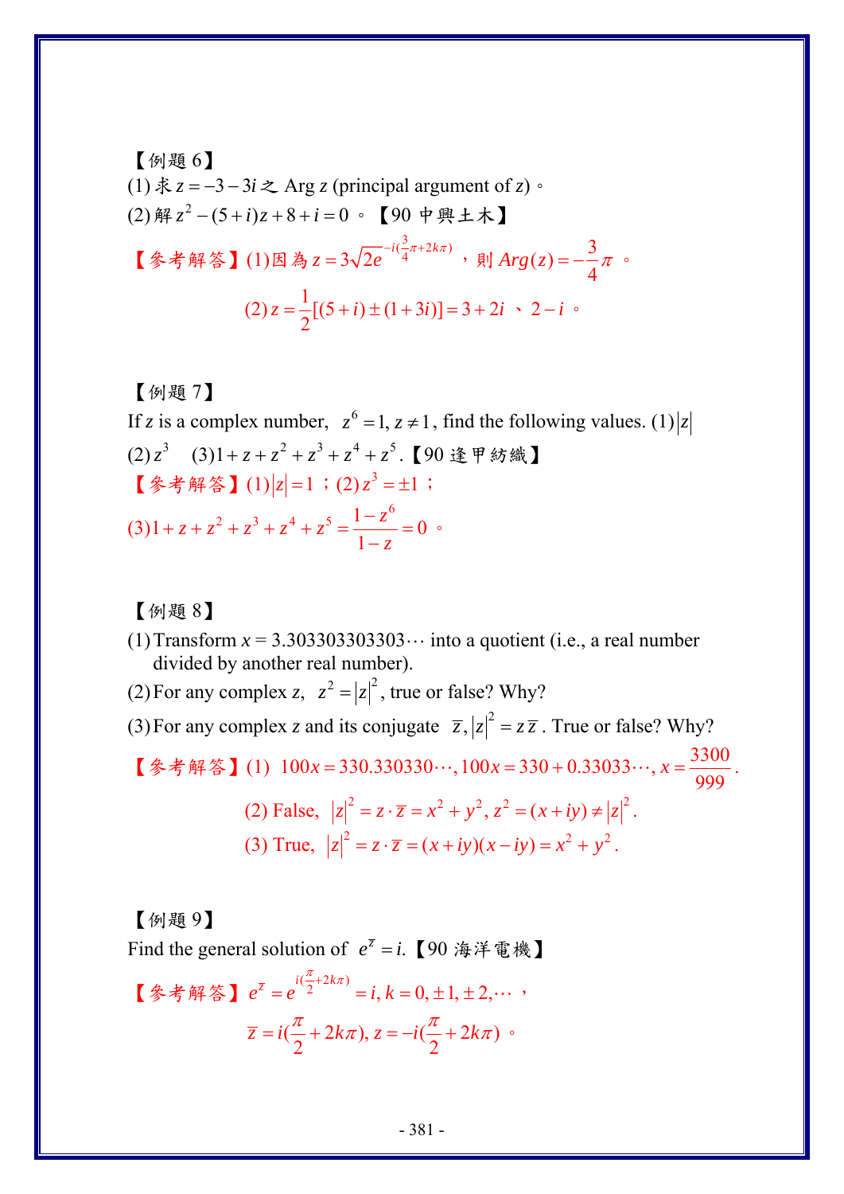【例題 6】

(1) 求 $z=-3-3i$ 之 Arg $z$ (principal argument of $z$)。

(2) 解 $z^2-(5+i)z+8+i=0$ 。【90 中興土木】

【參考解答】(1)因為 $z=3\sqrt{2}e^{-i(\frac{3}{4}\pi+2k\pi)}$ ，則 $Arg(z)=-\frac{3}{4}\pi$ 。

$$(2)\ z=\frac{1}{2}[(5+i)\pm(1+3i)]=3+2i \text{ 、 } 2-i \text{ 。}$$

【例題 7】

If $z$ is a complex number, $z^6=1, z\neq 1$, find the following values. (1) $|z|$ (2) $z^3$ (3) $1+z+z^2+z^3+z^4+z^5$.【90 逢甲紡織】

【參考解答】(1) $|z|=1$ ；(2) $z^3=\pm 1$ ；

(3) $1+z+z^2+z^3+z^4+z^5=\dfrac{1-z^6}{1-z}=0$ 。

【例題 8】

(1) Transform $x$ = 3.303303303303⋯ into a quotient (i.e., a real number divided by another real number).

(2) For any complex $z$, $z^2=|z|^2$, true or false? Why?

(3) For any complex $z$ and its conjugate $\overline{z}, |z|^2=z\overline{z}$. True or false? Why?

【參考解答】(1) $100x=330.330330\cdots, 100x=330+0.33033\cdots, x=\dfrac{3300}{999}$.

(2) False, $|z|^2=z\cdot\overline{z}=x^2+y^2, z^2=(x+iy)\neq|z|^2$.

(3) True, $|z|^2=z\cdot\overline{z}=(x+iy)(x-iy)=x^2+y^2$.

【例題 9】

Find the general solution of $e^{\overline{z}}=i$.【90 海洋電機】

【參考解答】$e^{\overline{z}}=e^{i(\frac{\pi}{2}+2k\pi)}=i, k=0,\pm1,\pm2,\cdots$ ，

$$\overline{z}=i(\frac{\pi}{2}+2k\pi), z=-i(\frac{\pi}{2}+2k\pi) \text{ 。}$$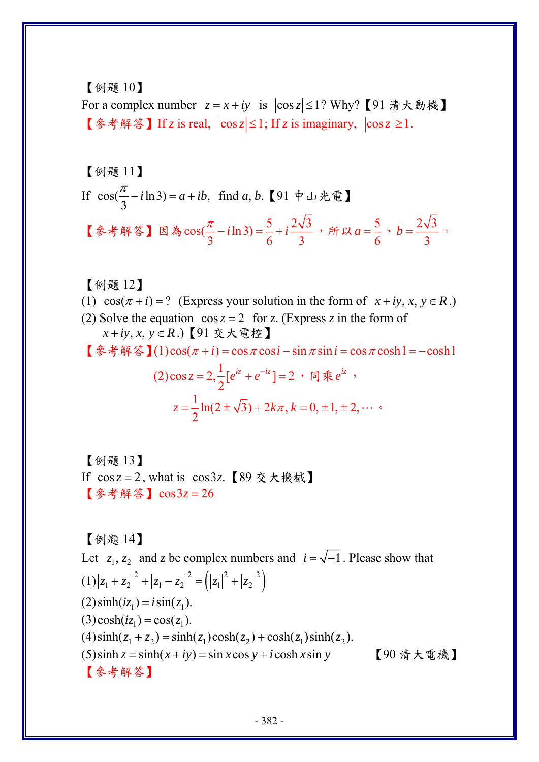【例題 10】

For a complex number $z = x + iy$ is $|\cos z| \le 1$? Why?【91 清大動機】

【參考解答】If z is real, $|\cos z| \le 1$; If z is imaginary, $|\cos z| \ge 1$.

【例題 11】

If $\cos(\frac{\pi}{3} - i\ln 3) = a + ib$, find $a$, $b$.【91 中山光電】

【參考解答】因為$\cos(\frac{\pi}{3} - i\ln 3) = \frac{5}{6} + i\frac{2\sqrt{3}}{3}$，所以$a = \frac{5}{6}$、$b = \frac{2\sqrt{3}}{3}$。

【例題 12】

(1) $\cos(\pi + i) = ?$ (Express your solution in the form of $x + iy, x, y \in R$.)

(2) Solve the equation $\cos z = 2$ for $z$. (Express $z$ in the form of $x + iy, x, y \in R$.)【91 交大電控】

【參考解答】(1) $\cos(\pi + i) = \cos\pi\cos i - \sin\pi\sin i = \cos\pi\cosh 1 = -\cosh 1$

(2) $\cos z = 2, \frac{1}{2}[e^{iz} + e^{-iz}] = 2$，同乘$e^{iz}$，

$$z = \frac{1}{2}\ln(2 \pm \sqrt{3}) + 2k\pi, k = 0, \pm 1, \pm 2, \cdots$$ 。

【例題 13】

If $\cos z = 2$, what is $\cos 3z$.【89 交大機械】

【參考解答】$\cos 3z = 26$

【例題 14】

Let $z_1, z_2$ and $z$ be complex numbers and $i = \sqrt{-1}$. Please show that

(1) $|z_1 + z_2|^2 + |z_1 - z_2|^2 = \left(|z_1|^2 + |z_2|^2\right)$

(2) $\sinh(iz_1) = i\sin(z_1)$.

(3) $\cosh(iz_1) = \cos(z_1)$.

(4) $\sinh(z_1 + z_2) = \sinh(z_1)\cosh(z_2) + \cosh(z_1)\sinh(z_2)$.

(5) $\sinh z = \sinh(x + iy) = \sin x \cos y + i\cosh x \sin y$ 【90 清大電機】

【參考解答】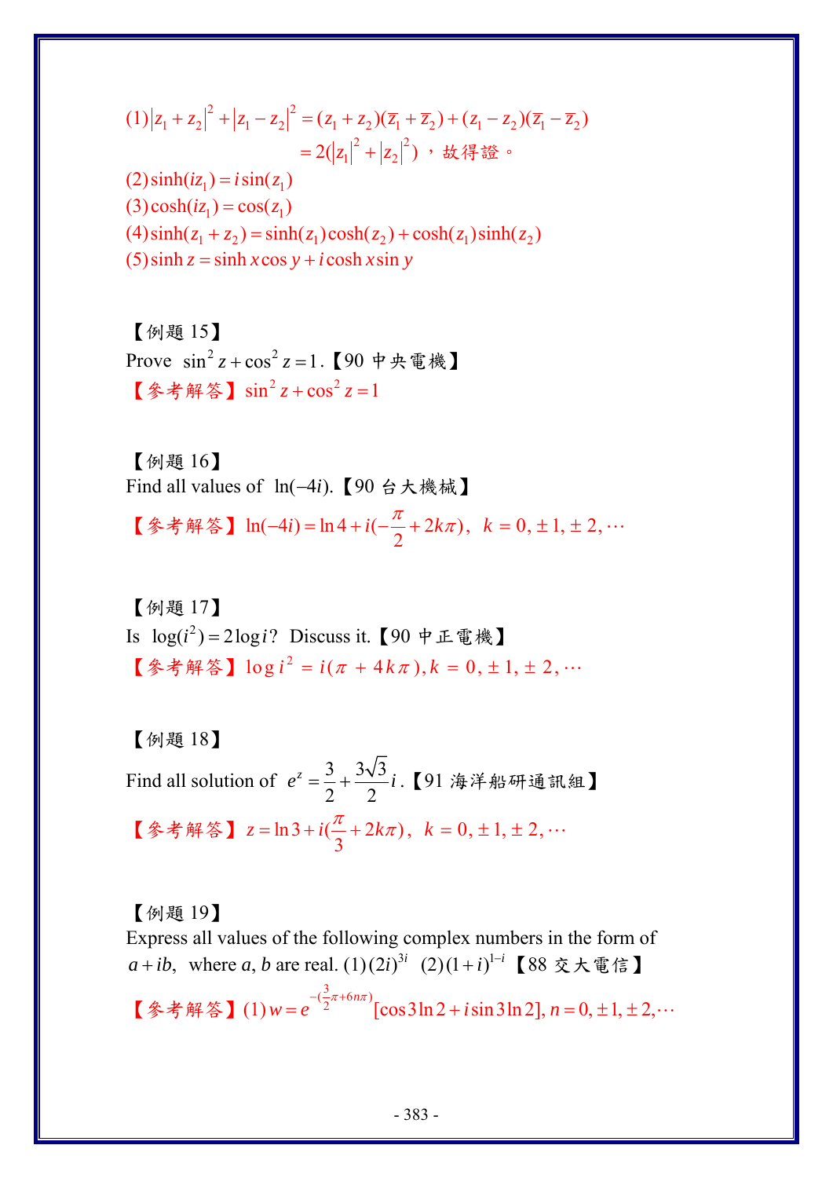$$(1)\ |z_1+z_2|^2+|z_1-z_2|^2=(z_1+z_2)(\overline{z}_1+\overline{z}_2)+(z_1-z_2)(\overline{z}_1-\overline{z}_2)$$

$$=2(|z_1|^2+|z_2|^2)$$ ，故得證。

$(2)\ \sinh(iz_1)=i\sin(z_1)$

$(3)\ \cosh(iz_1)=\cos(z_1)$

$(4)\ \sinh(z_1+z_2)=\sinh(z_1)\cosh(z_2)+\cosh(z_1)\sinh(z_2)$

$(5)\ \sinh z=\sinh x\cos y+i\cosh x\sin y$

【例題 15】

Prove $\sin^2 z+\cos^2 z=1$.【90 中央電機】

【參考解答】$\sin^2 z+\cos^2 z=1$

【例題 16】

Find all values of $\ln(-4i)$.【90 台大機械】

【參考解答】$\ln(-4i)=\ln 4+i(-\frac{\pi}{2}+2k\pi),\ \ k=0,\pm1,\pm2,\cdots$

【例題 17】

Is $\log(i^2)=2\log i$? Discuss it.【90 中正電機】

【參考解答】$\log i^2=i(\pi+4k\pi), k=0,\pm1,\pm2,\cdots$

【例題 18】

Find all solution of $e^z=\frac{3}{2}+\frac{3\sqrt{3}}{2}i$.【91 海洋船研通訊組】

【參考解答】$z=\ln 3+i(\frac{\pi}{3}+2k\pi),\ \ k=0,\pm1,\pm2,\cdots$

【例題 19】

Express all values of the following complex numbers in the form of $a+ib$, where $a, b$ are real. (1) $(2i)^{3i}$ (2) $(1+i)^{1-i}$【88 交大電信】

【參考解答】(1) $w=e^{-(\frac{3}{2}\pi+6n\pi)}[\cos 3\ln 2+i\sin 3\ln 2], n=0,\pm1,\pm2,\cdots$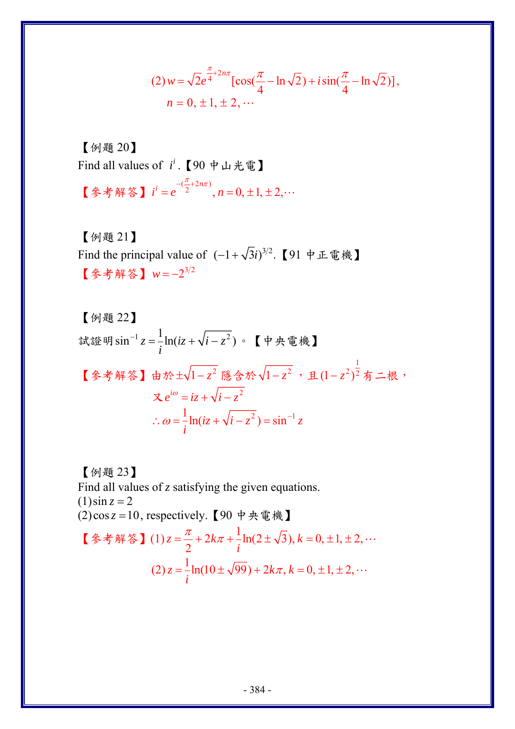$$(2)\, w=\sqrt{2}e^{\frac{\pi}{4}+2n\pi}[\cos(\frac{\pi}{4}-\ln\sqrt{2})+i\sin(\frac{\pi}{4}-\ln\sqrt{2})],$$
$$n=0,\pm 1,\pm 2,\cdots$$

【例題 20】

Find all values of $i^i$.【90 中山光電】

【參考解答】$i^i=e^{-(\frac{\pi}{2}+2n\pi)}, n=0,\pm 1,\pm 2,\cdots$

【例題 21】

Find the principal value of $(-1+\sqrt{3}i)^{3/2}$.【91 中正電機】

【參考解答】$w=-2^{3/2}$

【例題 22】

試證明$\sin^{-1}z=\frac{1}{i}\ln(iz+\sqrt{i-z^2})$。【中央電機】

【參考解答】由於$\pm\sqrt{1-z^2}$隱含於$\sqrt{1-z^2}$，且$(1-z^2)^{\frac{1}{2}}$有二根，

又$e^{i\omega}=iz+\sqrt{i-z^2}$

$\therefore \omega=\frac{1}{i}\ln(iz+\sqrt{i-z^2})=\sin^{-1}z$

【例題 23】

Find all values of z satisfying the given equations.

(1) $\sin z=2$

(2) $\cos z=10$, respectively.【90 中央電機】

【參考解答】(1) $z=\frac{\pi}{2}+2k\pi+\frac{1}{i}\ln(2\pm\sqrt{3}), k=0,\pm 1,\pm 2,\cdots$

(2) $z=\frac{1}{i}\ln(10\pm\sqrt{99})+2k\pi, k=0,\pm 1,\pm 2,\cdots$